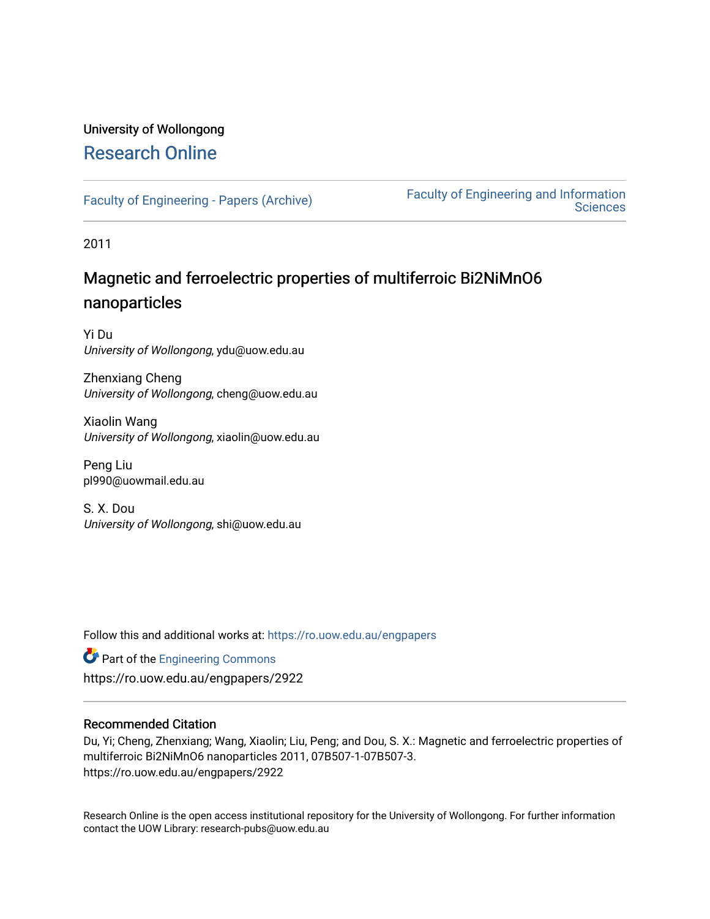University of Wollongong

# Research Online

Faculty of Engineering - Papers (Archive) | Faculty of Engineering and Information Sciences

2011

# Magnetic and ferroelectric properties of multiferroic Bi2NiMnO6 nanoparticles

Yi Du
*University of Wollongong*, ydu@uow.edu.au

Zhenxiang Cheng
*University of Wollongong*, cheng@uow.edu.au

Xiaolin Wang
*University of Wollongong*, xiaolin@uow.edu.au

Peng Liu
pl990@uowmail.edu.au

S. X. Dou
*University of Wollongong*, shi@uow.edu.au

Follow this and additional works at: https://ro.uow.edu.au/engpapers

Part of the Engineering Commons

https://ro.uow.edu.au/engpapers/2922

## Recommended Citation

Du, Yi; Cheng, Zhenxiang; Wang, Xiaolin; Liu, Peng; and Dou, S. X.: Magnetic and ferroelectric properties of multiferroic Bi2NiMnO6 nanoparticles 2011, 07B507-1-07B507-3.
https://ro.uow.edu.au/engpapers/2922

Research Online is the open access institutional repository for the University of Wollongong. For further information contact the UOW Library: research-pubs@uow.edu.au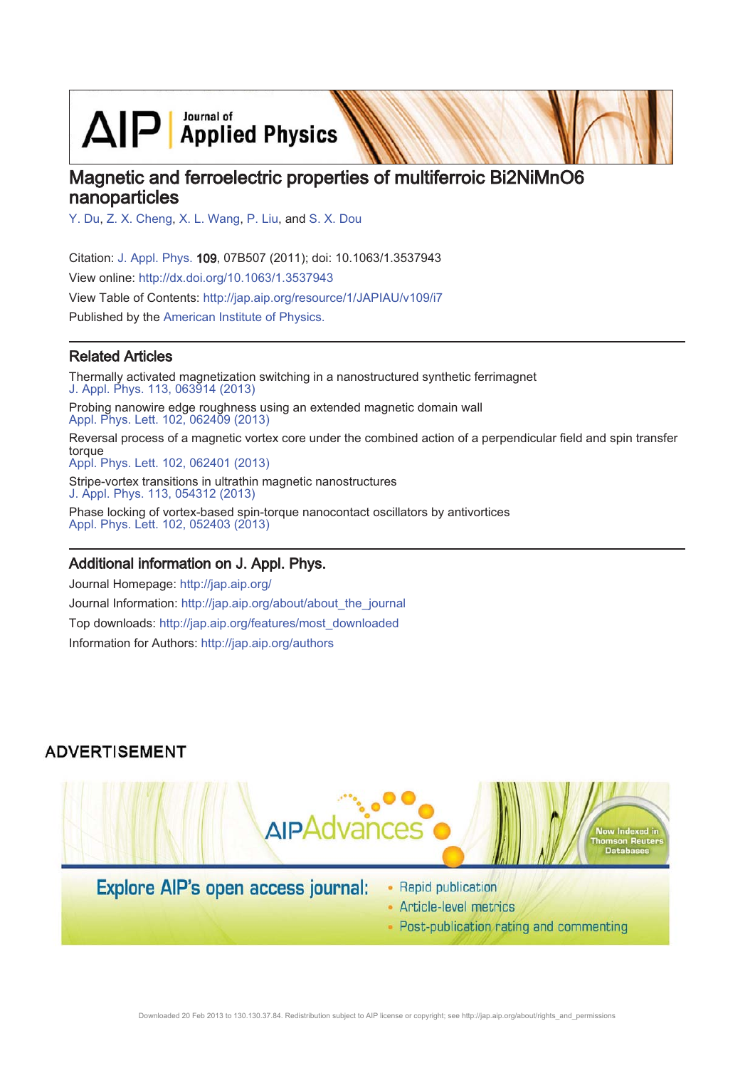# Magnetic and ferroelectric properties of multiferroic Bi2NiMnO6 nanoparticles

Y. Du, Z. X. Cheng, X. L. Wang, P. Liu, and S. X. Dou

Citation: J. Appl. Phys. 109, 07B507 (2011); doi: 10.1063/1.3537943

View online: http://dx.doi.org/10.1063/1.3537943

View Table of Contents: http://jap.aip.org/resource/1/JAPIAU/v109/i7

Published by the American Institute of Physics.

## Related Articles

Thermally activated magnetization switching in a nanostructured synthetic ferrimagnet
J. Appl. Phys. 113, 063914 (2013)

Probing nanowire edge roughness using an extended magnetic domain wall
Appl. Phys. Lett. 102, 062409 (2013)

Reversal process of a magnetic vortex core under the combined action of a perpendicular field and spin transfer torque
Appl. Phys. Lett. 102, 062401 (2013)

Stripe-vortex transitions in ultrathin magnetic nanostructures
J. Appl. Phys. 113, 054312 (2013)

Phase locking of vortex-based spin-torque nanocontact oscillators by antivortices
Appl. Phys. Lett. 102, 052403 (2013)

## Additional information on J. Appl. Phys.

Journal Homepage: http://jap.aip.org/

Journal Information: http://jap.aip.org/about/about_the_journal

Top downloads: http://jap.aip.org/features/most_downloaded

Information for Authors: http://jap.aip.org/authors

ADVERTISEMENT

AIP Advances

Explore AIP's open access journal:
- Rapid publication
- Article-level metrics
- Post-publication rating and commenting

Now Indexed in Thomson Reuters Databases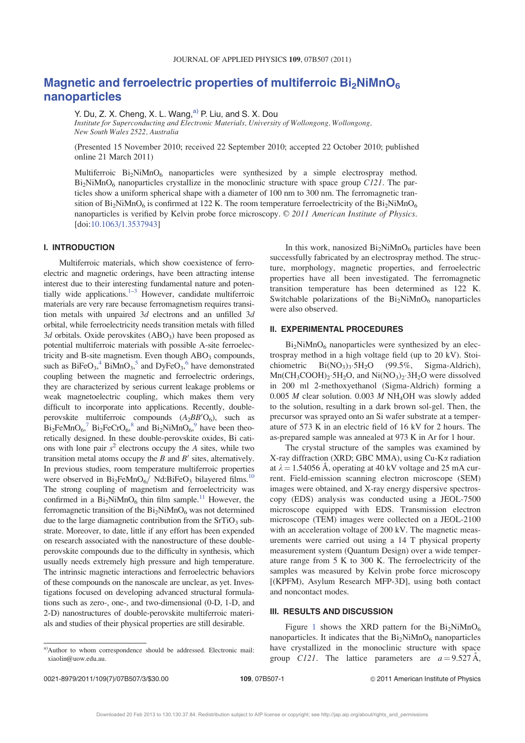# Magnetic and ferroelectric properties of multiferroic $Bi_2NiMnO_6$ nanoparticles

Y. Du, Z. X. Cheng, X. L. Wang,[a)] P. Liu, and S. X. Dou

*Institute for Superconducting and Electronic Materials, University of Wollongong, Wollongong, New South Wales 2522, Australia*

(Presented 15 November 2010; received 22 September 2010; accepted 22 October 2010; published online 21 March 2011)

Multiferroic $Bi_2NiMnO_6$ nanoparticles were synthesized by a simple electrospray method. $Bi_2NiMnO_6$ nanoparticles crystallize in the monoclinic structure with space group *C121*. The particles show a uniform spherical shape with a diameter of 100 nm to 300 nm. The ferromagnetic transition of $Bi_2NiMnO_6$ is confirmed at 122 K. The room temperature ferroelectricity of the $Bi_2NiMnO_6$ nanoparticles is verified by Kelvin probe force microscopy. © *2011 American Institute of Physics*. [doi:10.1063/1.3537943]

## I. INTRODUCTION

Multiferroic materials, which show coexistence of ferroelectric and magnetic orderings, have been attracting intense interest due to their interesting fundamental nature and potentially wide applications.[1–3] However, candidate multiferroic materials are very rare because ferromagnetism requires transition metals with unpaired 3*d* electrons and an unfilled 3*d* orbital, while ferroelectricity needs transition metals with filled 3*d* orbitals. Oxide perovskites ($ABO_3$) have been proposed as potential multiferroic materials with possible A-site ferroelectricity and B-site magnetism. Even though $ABO_3$ compounds, such as $BiFeO_3$,[4] $BiMnO_3$,[5] and $DyFeO_3$,[6] have demonstrated coupling between the magnetic and ferroelectric orderings, they are characterized by serious current leakage problems or weak magnetoelectric coupling, which makes them very difficult to incorporate into applications. Recently, double-perovskite multiferroic compounds ($A_2BB'O_6$), such as $Bi_2FeMnO_6$,[7] $Bi_2FeCrO_6$,[8] and $Bi_2NiMnO_6$,[9] have been theoretically designed. In these double-perovskite oxides, Bi cations with lone pair $s^2$ electrons occupy the *A* sites, while two transition metal atoms occupy the *B* and *B'* sites, alternatively. In previous studies, room temperature multiferroic properties were observed in $Bi_2FeMnO_6$/ Nd:$BiFeO_3$ bilayered films.[10] The strong coupling of magnetism and ferroelectricity was confirmed in a $Bi_2NiMnO_6$ thin film sample.[11] However, the ferromagnetic transition of the $Bi_2NiMnO_6$ was not determined due to the large diamagnetic contribution from the $SrTiO_3$ substrate. Moreover, to date, little if any effort has been expended on research associated with the nanostructure of these double-perovskite compounds due to the difficulty in synthesis, which usually needs extremely high pressure and high temperature. The intrinsic magnetic interactions and ferroelectric behaviors of these compounds on the nanoscale are unclear, as yet. Investigations focused on developing advanced structural formulations such as zero-, one-, and two-dimensional (0-D, 1-D, and 2-D) nanostructures of double-perovskite multiferroic materials and studies of their physical properties are still desirable.

In this work, nanosized $Bi_2NiMnO_6$ particles have been successfully fabricated by an electrospray method. The structure, morphology, magnetic properties, and ferroelectric properties have all been investigated. The ferromagnetic transition temperature has been determined as 122 K. Switchable polarizations of the $Bi_2NiMnO_6$ nanoparticles were also observed.

## II. EXPERIMENTAL PROCEDURES

$Bi_2NiMnO_6$ nanoparticles were synthesized by an electrospray method in a high voltage field (up to 20 kV). Stoichiometric $Bi(NO_3)_3{\cdot}5H_2O$ (99.5%, Sigma-Aldrich), $Mn(CH_3COOH)_2{\cdot}5H_2O$, and $Ni(NO_3)_2{\cdot}3H_2O$ were dissolved in 200 ml 2-methoxyethanol (Sigma-Aldrich) forming a 0.005 *M* clear solution. 0.003 *M* $NH_4OH$ was slowly added to the solution, resulting in a dark brown sol-gel. Then, the precursor was sprayed onto an Si wafer substrate at a temperature of 573 K in an electric field of 16 kV for 2 hours. The as-prepared sample was annealed at 973 K in Ar for 1 hour.

The crystal structure of the samples was examined by X-ray diffraction (XRD; GBC MMA), using Cu-K$\alpha$ radiation at $\lambda = 1.54056$ Å, operating at 40 kV voltage and 25 mA current. Field-emission scanning electron microscope (SEM) images were obtained, and X-ray energy dispersive spectroscopy (EDS) analysis was conducted using a JEOL-7500 microscope equipped with EDS. Transmission electron microscope (TEM) images were collected on a JEOL-2100 with an acceleration voltage of 200 kV. The magnetic measurements were carried out using a 14 T physical property measurement system (Quantum Design) over a wide temperature range from 5 K to 300 K. The ferroelectricity of the samples was measured by Kelvin probe force microscopy [(KPFM), Asylum Research MFP-3D], using both contact and noncontact modes.

## III. RESULTS AND DISCUSSION

Figure 1 shows the XRD pattern for the $Bi_2NiMnO_6$ nanoparticles. It indicates that the $Bi_2NiMnO_6$ nanoparticles have crystallized in the monoclinic structure with space group *C121*. The lattice parameters are $a = 9.527$ Å,

[a)]Author to whom correspondence should be addressed. Electronic mail: xiaolin@uow.edu.au.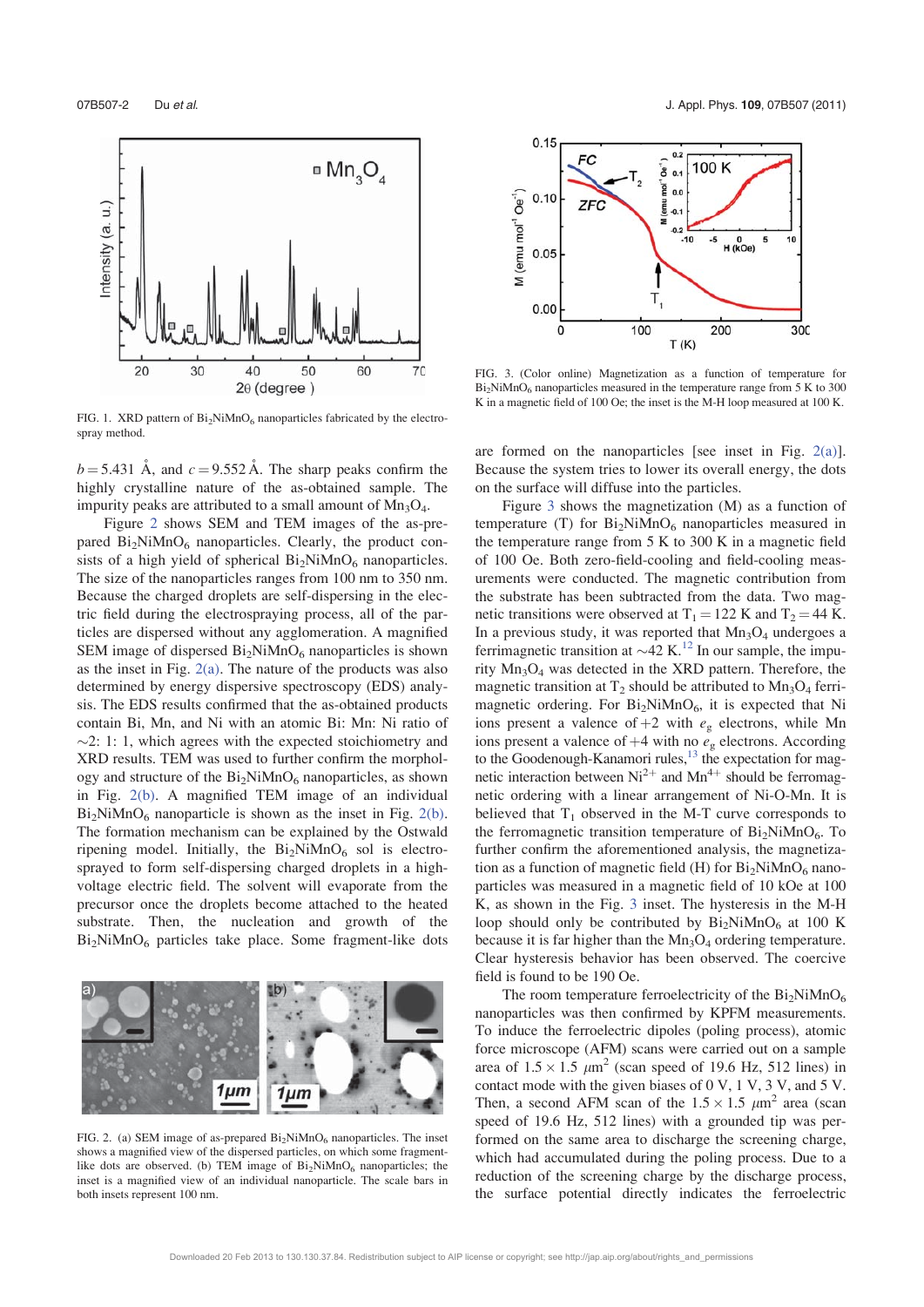FIG. 1. XRD pattern of $Bi_2NiMnO_6$ nanoparticles fabricated by the electrospray method.

$b = 5.431$ Å, and $c = 9.552$ Å. The sharp peaks confirm the highly crystalline nature of the as-obtained sample. The impurity peaks are attributed to a small amount of $Mn_3O_4$.

Figure 2 shows SEM and TEM images of the as-prepared $Bi_2NiMnO_6$ nanoparticles. Clearly, the product consists of a high yield of spherical $Bi_2NiMnO_6$ nanoparticles. The size of the nanoparticles ranges from 100 nm to 350 nm. Because the charged droplets are self-dispersing in the electric field during the electrospraying process, all of the particles are dispersed without any agglomeration. A magnified SEM image of dispersed $Bi_2NiMnO_6$ nanoparticles is shown as the inset in Fig. 2(a). The nature of the products was also determined by energy dispersive spectroscopy (EDS) analysis. The EDS results confirmed that the as-obtained products contain Bi, Mn, and Ni with an atomic Bi: Mn: Ni ratio of ~2: 1: 1, which agrees with the expected stoichiometry and XRD results. TEM was used to further confirm the morphology and structure of the $Bi_2NiMnO_6$ nanoparticles, as shown in Fig. 2(b). A magnified TEM image of an individual $Bi_2NiMnO_6$ nanoparticle is shown as the inset in Fig. 2(b). The formation mechanism can be explained by the Ostwald ripening model. Initially, the $Bi_2NiMnO_6$ sol is electrosprayed to form self-dispersing charged droplets in a high-voltage electric field. The solvent will evaporate from the precursor once the droplets become attached to the heated substrate. Then, the nucleation and growth of the $Bi_2NiMnO_6$ particles take place. Some fragment-like dots are formed on the nanoparticles [see inset in Fig. 2(a)]. Because the system tries to lower its overall energy, the dots on the surface will diffuse into the particles.

FIG. 2. (a) SEM image of as-prepared $Bi_2NiMnO_6$ nanoparticles. The inset shows a magnified view of the dispersed particles, on which some fragment-like dots are observed. (b) TEM image of $Bi_2NiMnO_6$ nanoparticles; the inset is a magnified view of an individual nanoparticle. The scale bars in both insets represent 100 nm.

FIG. 3. (Color online) Magnetization as a function of temperature for $Bi_2NiMnO_6$ nanoparticles measured in the temperature range from 5 K to 300 K in a magnetic field of 100 Oe; the inset is the M-H loop measured at 100 K.

Figure 3 shows the magnetization (M) as a function of temperature (T) for $Bi_2NiMnO_6$ nanoparticles measured in the temperature range from 5 K to 300 K in a magnetic field of 100 Oe. Both zero-field-cooling and field-cooling measurements were conducted. The magnetic contribution from the substrate has been subtracted from the data. Two magnetic transitions were observed at $T_1 = 122$ K and $T_2 = 44$ K. In a previous study, it was reported that $Mn_3O_4$ undergoes a ferrimagnetic transition at ~42 K.[12] In our sample, the impurity $Mn_3O_4$ was detected in the XRD pattern. Therefore, the magnetic transition at $T_2$ should be attributed to $Mn_3O_4$ ferrimagnetic ordering. For $Bi_2NiMnO_6$, it is expected that Ni ions present a valence of +2 with $e_g$ electrons, while Mn ions present a valence of +4 with no $e_g$ electrons. According to the Goodenough-Kanamori rules,[13] the expectation for magnetic interaction between $Ni^{2+}$ and $Mn^{4+}$ should be ferromagnetic ordering with a linear arrangement of Ni-O-Mn. It is believed that $T_1$ observed in the M-T curve corresponds to the ferromagnetic transition temperature of $Bi_2NiMnO_6$. To further confirm the aforementioned analysis, the magnetization as a function of magnetic field (H) for $Bi_2NiMnO_6$ nanoparticles was measured in a magnetic field of 10 kOe at 100 K, as shown in the Fig. 3 inset. The hysteresis in the M-H loop should only be contributed by $Bi_2NiMnO_6$ at 100 K because it is far higher than the $Mn_3O_4$ ordering temperature. Clear hysteresis behavior has been observed. The coercive field is found to be 190 Oe.

The room temperature ferroelectricity of the $Bi_2NiMnO_6$ nanoparticles was then confirmed by KPFM measurements. To induce the ferroelectric dipoles (poling process), atomic force microscope (AFM) scans were carried out on a sample area of $1.5 \times 1.5$ $\mu m^2$ (scan speed of 19.6 Hz, 512 lines) in contact mode with the given biases of 0 V, 1 V, 3 V, and 5 V. Then, a second AFM scan of the $1.5 \times 1.5$ $\mu m^2$ area (scan speed of 19.6 Hz, 512 lines) with a grounded tip was performed on the same area to discharge the screening charge, which had accumulated during the poling process. Due to a reduction of the screening charge by the discharge process, the surface potential directly indicates the ferroelectric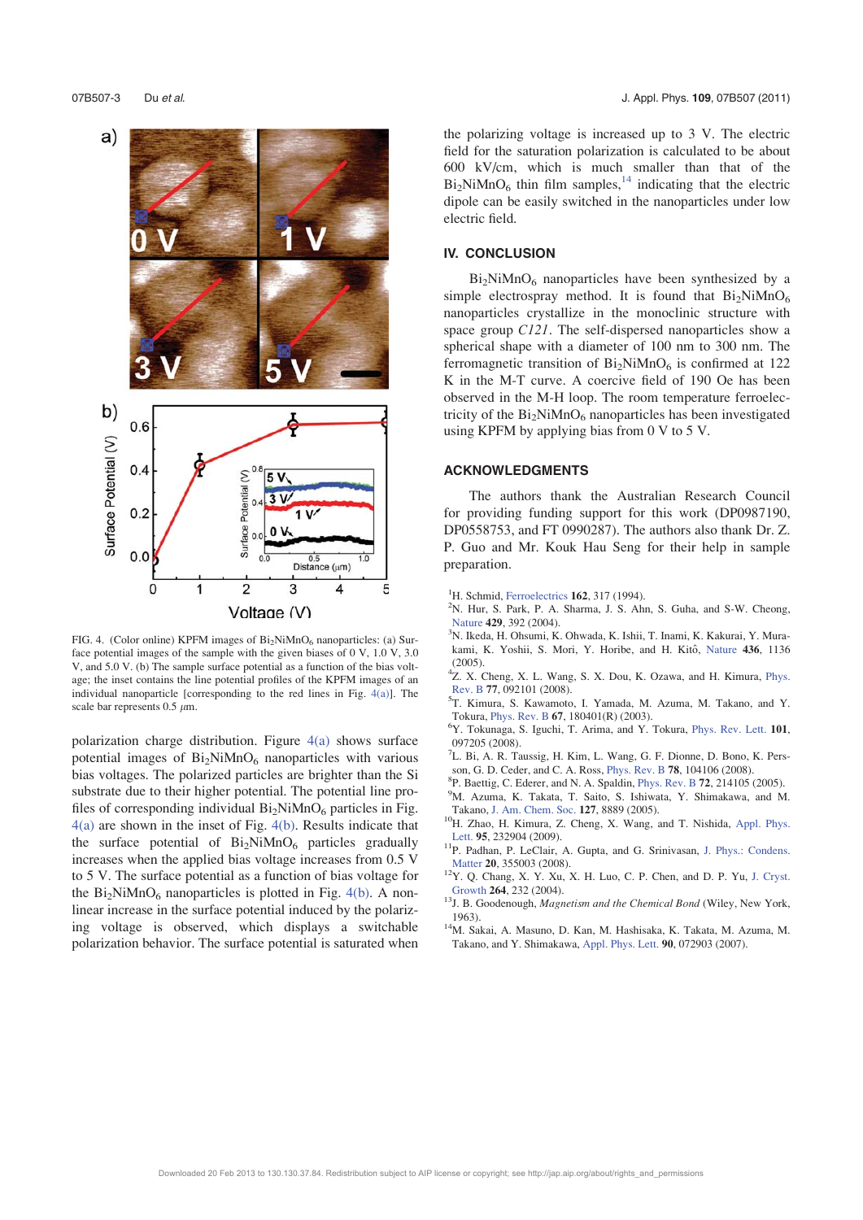a)

0 V

1 V

3 V

5 V

b)

Surface Potential (V)

0.6

0.4

0.2

0.0

0 1 2 3 4 5

Voltage (V)

Surface Potential (V)

0.6

0.4

0.2

0.0

5 V

3 V

1 V

0 V

0.0 0.5 1.0

Distance (μm)

FIG. 4. (Color online) KPFM images of $Bi_2NiMnO_6$ nanoparticles: (a) Surface potential images of the sample with the given biases of 0 V, 1.0 V, 3.0 V, and 5.0 V. (b) The sample surface potential as a function of the bias voltage; the inset contains the line potential profiles of the KPFM images of an individual nanoparticle [corresponding to the red lines in Fig. 4(a)]. The scale bar represents 0.5 $\mu$m.

polarization charge distribution. Figure 4(a) shows surface potential images of $Bi_2NiMnO_6$ nanoparticles with various bias voltages. The polarized particles are brighter than the Si substrate due to their higher potential. The potential line profiles of corresponding individual $Bi_2NiMnO_6$ particles in Fig. 4(a) are shown in the inset of Fig. 4(b). Results indicate that the surface potential of $Bi_2NiMnO_6$ particles gradually increases when the applied bias voltage increases from 0.5 V to 5 V. The surface potential as a function of bias voltage for the $Bi_2NiMnO_6$ nanoparticles is plotted in Fig. 4(b). A nonlinear increase in the surface potential induced by the polarizing voltage is observed, which displays a switchable polarization behavior. The surface potential is saturated when the polarizing voltage is increased up to 3 V. The electric field for the saturation polarization is calculated to be about 600 kV/cm, which is much smaller than that of the $Bi_2NiMnO_6$ thin film samples,[14] indicating that the electric dipole can be easily switched in the nanoparticles under low electric field.

## IV. CONCLUSION

$Bi_2NiMnO_6$ nanoparticles have been synthesized by a simple electrospray method. It is found that $Bi_2NiMnO_6$ nanoparticles crystallize in the monoclinic structure with space group *C121*. The self-dispersed nanoparticles show a spherical shape with a diameter of 100 nm to 300 nm. The ferromagnetic transition of $Bi_2NiMnO_6$ is confirmed at 122 K in the M-T curve. A coercive field of 190 Oe has been observed in the M-H loop. The room temperature ferroelectricity of the $Bi_2NiMnO_6$ nanoparticles has been investigated using KPFM by applying bias from 0 V to 5 V.

## ACKNOWLEDGMENTS

The authors thank the Australian Research Council for providing funding support for this work (DP0987190, DP0558753, and FT 0990287). The authors also thank Dr. Z. P. Guo and Mr. Kouk Hau Seng for their help in sample preparation.

[1] H. Schmid, Ferroelectrics **162**, 317 (1994).

[2] N. Hur, S. Park, P. A. Sharma, J. S. Ahn, S. Guha, and S-W. Cheong, Nature **429**, 392 (2004).

[3] N. Ikeda, H. Ohsumi, K. Ohwada, K. Ishii, T. Inami, K. Kakurai, Y. Murakami, K. Yoshii, S. Mori, Y. Horibe, and H. Kitô, Nature **436**, 1136 (2005).

[4] Z. X. Cheng, X. L. Wang, S. X. Dou, K. Ozawa, and H. Kimura, Phys. Rev. B **77**, 092101 (2008).

[5] T. Kimura, S. Kawamoto, I. Yamada, M. Azuma, M. Takano, and Y. Tokura, Phys. Rev. B **67**, 180401(R) (2003).

[6] Y. Tokunaga, S. Iguchi, T. Arima, and Y. Tokura, Phys. Rev. Lett. **101**, 097205 (2008).

[7] L. Bi, A. R. Taussig, H. Kim, L. Wang, G. F. Dionne, D. Bono, K. Persson, G. D. Ceder, and C. A. Ross, Phys. Rev. B **78**, 104106 (2008).

[8] P. Baettig, C. Ederer, and N. A. Spaldin, Phys. Rev. B **72**, 214105 (2005).

[9] M. Azuma, K. Takata, T. Saito, S. Ishiwata, Y. Shimakawa, and M. Takano, J. Am. Chem. Soc. **127**, 8889 (2005).

[10] H. Zhao, H. Kimura, Z. Cheng, X. Wang, and T. Nishida, Appl. Phys. Lett. **95**, 232904 (2009).

[11] P. Padhan, P. LeClair, A. Gupta, and G. Srinivasan, J. Phys.: Condens. Matter **20**, 355003 (2008).

[12] Y. Q. Chang, X. Y. Xu, X. H. Luo, C. P. Chen, and D. P. Yu, J. Cryst. Growth **264**, 232 (2004).

[13] J. B. Goodenough, *Magnetism and the Chemical Bond* (Wiley, New York, 1963).

[14] M. Sakai, A. Masuno, D. Kan, M. Hashisaka, K. Takata, M. Azuma, M. Takano, and Y. Shimakawa, Appl. Phys. Lett. **90**, 072903 (2007).